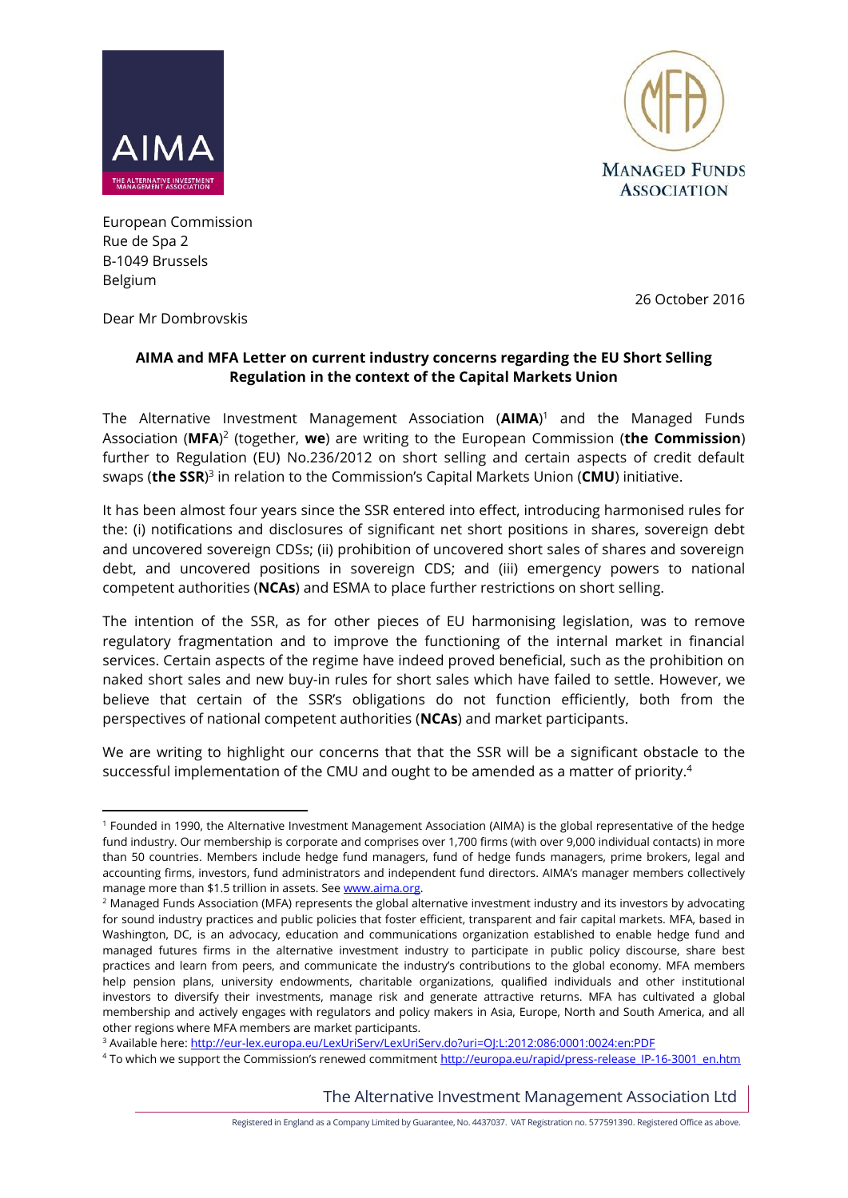European Commission
Rue de Spa 2
B-1049 Brussels
Belgium

26 October 2016

Dear Mr Dombrovskis

**AIMA and MFA Letter on current industry concerns regarding the EU Short Selling Regulation in the context of the Capital Markets Union**

The Alternative Investment Management Association (**AIMA**)[1] and the Managed Funds Association (**MFA**)[2] (together, **we**) are writing to the European Commission (**the Commission**) further to Regulation (EU) No.236/2012 on short selling and certain aspects of credit default swaps (**the SSR**)[3] in relation to the Commission's Capital Markets Union (**CMU**) initiative.

It has been almost four years since the SSR entered into effect, introducing harmonised rules for the: (i) notifications and disclosures of significant net short positions in shares, sovereign debt and uncovered sovereign CDSs; (ii) prohibition of uncovered short sales of shares and sovereign debt, and uncovered positions in sovereign CDS; and (iii) emergency powers to national competent authorities (**NCAs**) and ESMA to place further restrictions on short selling.

The intention of the SSR, as for other pieces of EU harmonising legislation, was to remove regulatory fragmentation and to improve the functioning of the internal market in financial services. Certain aspects of the regime have indeed proved beneficial, such as the prohibition on naked short sales and new buy-in rules for short sales which have failed to settle. However, we believe that certain of the SSR's obligations do not function efficiently, both from the perspectives of national competent authorities (**NCAs**) and market participants.

We are writing to highlight our concerns that that the SSR will be a significant obstacle to the successful implementation of the CMU and ought to be amended as a matter of priority.[4]

---

[1] Founded in 1990, the Alternative Investment Management Association (AIMA) is the global representative of the hedge fund industry. Our membership is corporate and comprises over 1,700 firms (with over 9,000 individual contacts) in more than 50 countries. Members include hedge fund managers, fund of hedge funds managers, prime brokers, legal and accounting firms, investors, fund administrators and independent fund directors. AIMA's manager members collectively manage more than $1.5 trillion in assets. See www.aima.org.

[2] Managed Funds Association (MFA) represents the global alternative investment industry and its investors by advocating for sound industry practices and public policies that foster efficient, transparent and fair capital markets. MFA, based in Washington, DC, is an advocacy, education and communications organization established to enable hedge fund and managed futures firms in the alternative investment industry to participate in public policy discourse, share best practices and learn from peers, and communicate the industry's contributions to the global economy. MFA members help pension plans, university endowments, charitable organizations, qualified individuals and other institutional investors to diversify their investments, manage risk and generate attractive returns. MFA has cultivated a global membership and actively engages with regulators and policy makers in Asia, Europe, North and South America, and all other regions where MFA members are market participants.

[3] Available here: http://eur-lex.europa.eu/LexUriServ/LexUriServ.do?uri=OJ:L:2012:086:0001:0024:en:PDF

[4] To which we support the Commission's renewed commitment http://europa.eu/rapid/press-release_IP-16-3001_en.htm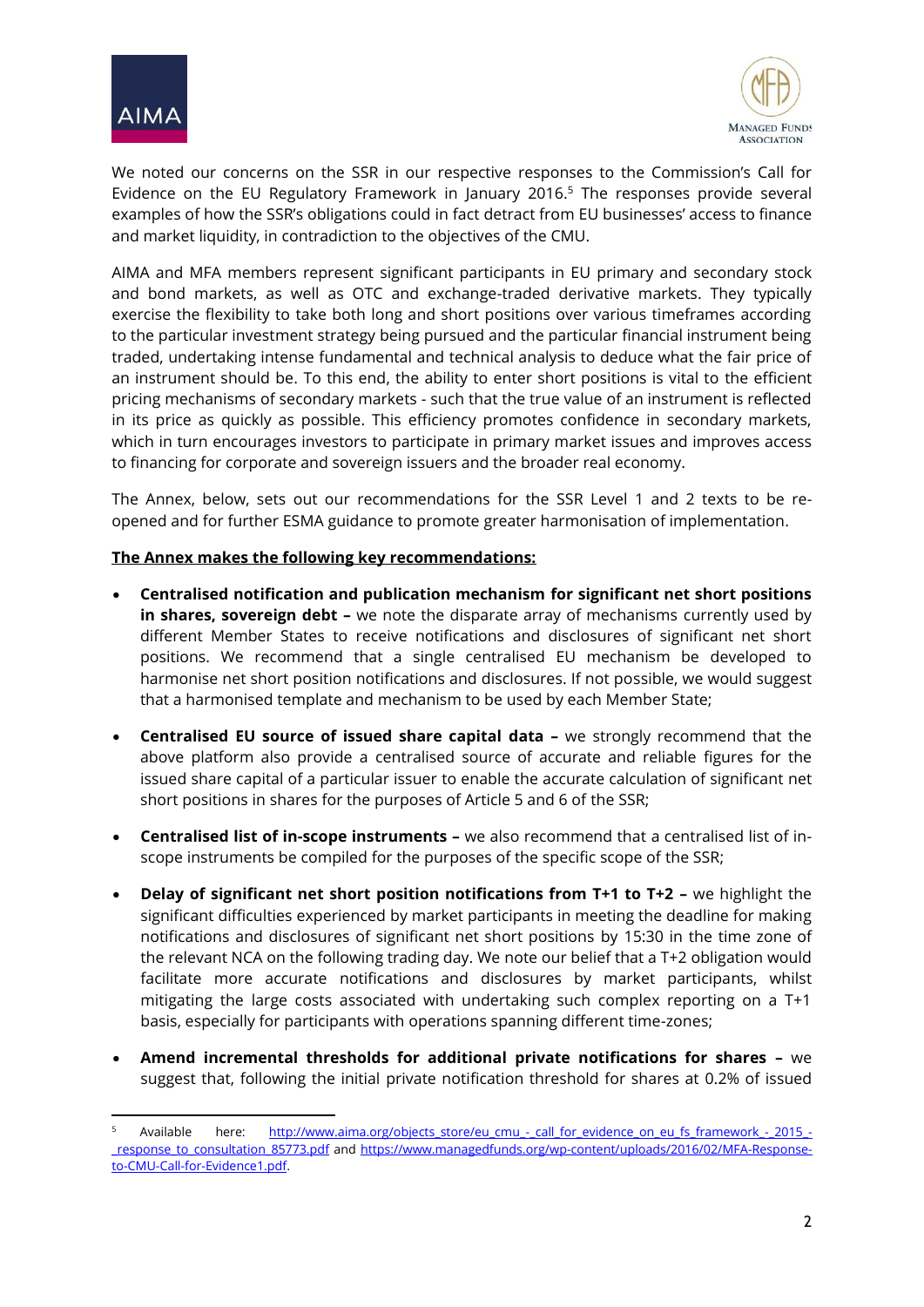We noted our concerns on the SSR in our respective responses to the Commission's Call for Evidence on the EU Regulatory Framework in January 2016.[5] The responses provide several examples of how the SSR's obligations could in fact detract from EU businesses' access to finance and market liquidity, in contradiction to the objectives of the CMU.

AIMA and MFA members represent significant participants in EU primary and secondary stock and bond markets, as well as OTC and exchange-traded derivative markets. They typically exercise the flexibility to take both long and short positions over various timeframes according to the particular investment strategy being pursued and the particular financial instrument being traded, undertaking intense fundamental and technical analysis to deduce what the fair price of an instrument should be. To this end, the ability to enter short positions is vital to the efficient pricing mechanisms of secondary markets - such that the true value of an instrument is reflected in its price as quickly as possible. This efficiency promotes confidence in secondary markets, which in turn encourages investors to participate in primary market issues and improves access to financing for corporate and sovereign issuers and the broader real economy.

The Annex, below, sets out our recommendations for the SSR Level 1 and 2 texts to be re-opened and for further ESMA guidance to promote greater harmonisation of implementation.

**The Annex makes the following key recommendations:**

- **Centralised notification and publication mechanism for significant net short positions in shares, sovereign debt –** we note the disparate array of mechanisms currently used by different Member States to receive notifications and disclosures of significant net short positions. We recommend that a single centralised EU mechanism be developed to harmonise net short position notifications and disclosures. If not possible, we would suggest that a harmonised template and mechanism to be used by each Member State;
- **Centralised EU source of issued share capital data –** we strongly recommend that the above platform also provide a centralised source of accurate and reliable figures for the issued share capital of a particular issuer to enable the accurate calculation of significant net short positions in shares for the purposes of Article 5 and 6 of the SSR;
- **Centralised list of in-scope instruments –** we also recommend that a centralised list of in-scope instruments be compiled for the purposes of the specific scope of the SSR;
- **Delay of significant net short position notifications from T+1 to T+2 –** we highlight the significant difficulties experienced by market participants in meeting the deadline for making notifications and disclosures of significant net short positions by 15:30 in the time zone of the relevant NCA on the following trading day. We note our belief that a T+2 obligation would facilitate more accurate notifications and disclosures by market participants, whilst mitigating the large costs associated with undertaking such complex reporting on a T+1 basis, especially for participants with operations spanning different time-zones;
- **Amend incremental thresholds for additional private notifications for shares –** we suggest that, following the initial private notification threshold for shares at 0.2% of issued

[5] Available here: http://www.aima.org/objects_store/eu_cmu_-_call_for_evidence_on_eu_fs_framework_-_2015_-_response_to_consultation_85773.pdf and https://www.managedfunds.org/wp-content/uploads/2016/02/MFA-Response-to-CMU-Call-for-Evidence1.pdf.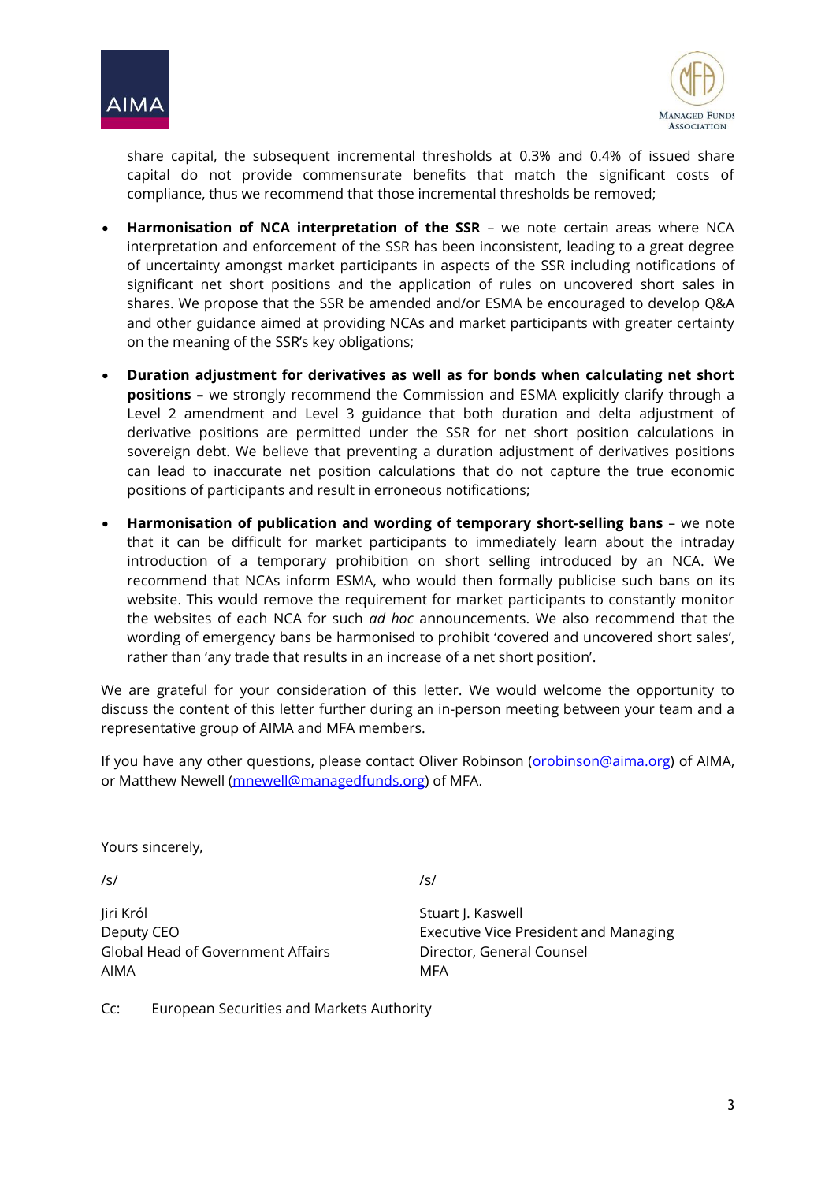share capital, the subsequent incremental thresholds at 0.3% and 0.4% of issued share capital do not provide commensurate benefits that match the significant costs of compliance, thus we recommend that those incremental thresholds be removed;

- **Harmonisation of NCA interpretation of the SSR** – we note certain areas where NCA interpretation and enforcement of the SSR has been inconsistent, leading to a great degree of uncertainty amongst market participants in aspects of the SSR including notifications of significant net short positions and the application of rules on uncovered short sales in shares. We propose that the SSR be amended and/or ESMA be encouraged to develop Q&A and other guidance aimed at providing NCAs and market participants with greater certainty on the meaning of the SSR's key obligations;
- **Duration adjustment for derivatives as well as for bonds when calculating net short positions –** we strongly recommend the Commission and ESMA explicitly clarify through a Level 2 amendment and Level 3 guidance that both duration and delta adjustment of derivative positions are permitted under the SSR for net short position calculations in sovereign debt. We believe that preventing a duration adjustment of derivatives positions can lead to inaccurate net position calculations that do not capture the true economic positions of participants and result in erroneous notifications;
- **Harmonisation of publication and wording of temporary short-selling bans** – we note that it can be difficult for market participants to immediately learn about the intraday introduction of a temporary prohibition on short selling introduced by an NCA. We recommend that NCAs inform ESMA, who would then formally publicise such bans on its website. This would remove the requirement for market participants to constantly monitor the websites of each NCA for such *ad hoc* announcements. We also recommend that the wording of emergency bans be harmonised to prohibit 'covered and uncovered short sales', rather than 'any trade that results in an increase of a net short position'.

We are grateful for your consideration of this letter. We would welcome the opportunity to discuss the content of this letter further during an in-person meeting between your team and a representative group of AIMA and MFA members.

If you have any other questions, please contact Oliver Robinson (orobinson@aima.org) of AIMA, or Matthew Newell (mnewell@managedfunds.org) of MFA.

Yours sincerely,

/s/

Jiri Król
Deputy CEO
Global Head of Government Affairs
AIMA

/s/

Stuart J. Kaswell
Executive Vice President and Managing Director, General Counsel
MFA

Cc: European Securities and Markets Authority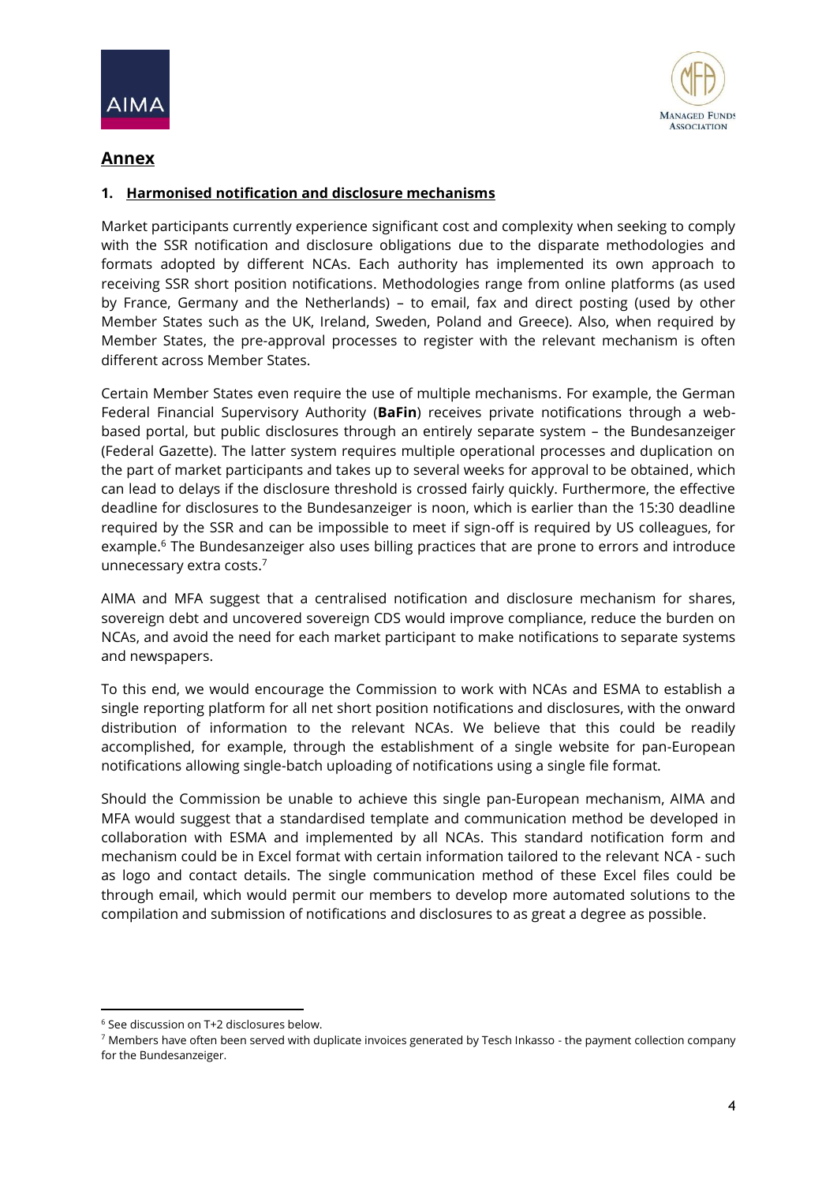## Annex

### 1. Harmonised notification and disclosure mechanisms

Market participants currently experience significant cost and complexity when seeking to comply with the SSR notification and disclosure obligations due to the disparate methodologies and formats adopted by different NCAs. Each authority has implemented its own approach to receiving SSR short position notifications. Methodologies range from online platforms (as used by France, Germany and the Netherlands) – to email, fax and direct posting (used by other Member States such as the UK, Ireland, Sweden, Poland and Greece). Also, when required by Member States, the pre-approval processes to register with the relevant mechanism is often different across Member States.

Certain Member States even require the use of multiple mechanisms. For example, the German Federal Financial Supervisory Authority (**BaFin**) receives private notifications through a web-based portal, but public disclosures through an entirely separate system – the Bundesanzeiger (Federal Gazette). The latter system requires multiple operational processes and duplication on the part of market participants and takes up to several weeks for approval to be obtained, which can lead to delays if the disclosure threshold is crossed fairly quickly. Furthermore, the effective deadline for disclosures to the Bundesanzeiger is noon, which is earlier than the 15:30 deadline required by the SSR and can be impossible to meet if sign-off is required by US colleagues, for example.[6] The Bundesanzeiger also uses billing practices that are prone to errors and introduce unnecessary extra costs.[7]

AIMA and MFA suggest that a centralised notification and disclosure mechanism for shares, sovereign debt and uncovered sovereign CDS would improve compliance, reduce the burden on NCAs, and avoid the need for each market participant to make notifications to separate systems and newspapers.

To this end, we would encourage the Commission to work with NCAs and ESMA to establish a single reporting platform for all net short position notifications and disclosures, with the onward distribution of information to the relevant NCAs. We believe that this could be readily accomplished, for example, through the establishment of a single website for pan-European notifications allowing single-batch uploading of notifications using a single file format.

Should the Commission be unable to achieve this single pan-European mechanism, AIMA and MFA would suggest that a standardised template and communication method be developed in collaboration with ESMA and implemented by all NCAs. This standard notification form and mechanism could be in Excel format with certain information tailored to the relevant NCA - such as logo and contact details. The single communication method of these Excel files could be through email, which would permit our members to develop more automated solutions to the compilation and submission of notifications and disclosures to as great a degree as possible.

---

[6] See discussion on T+2 disclosures below.

[7] Members have often been served with duplicate invoices generated by Tesch Inkasso - the payment collection company for the Bundesanzeiger.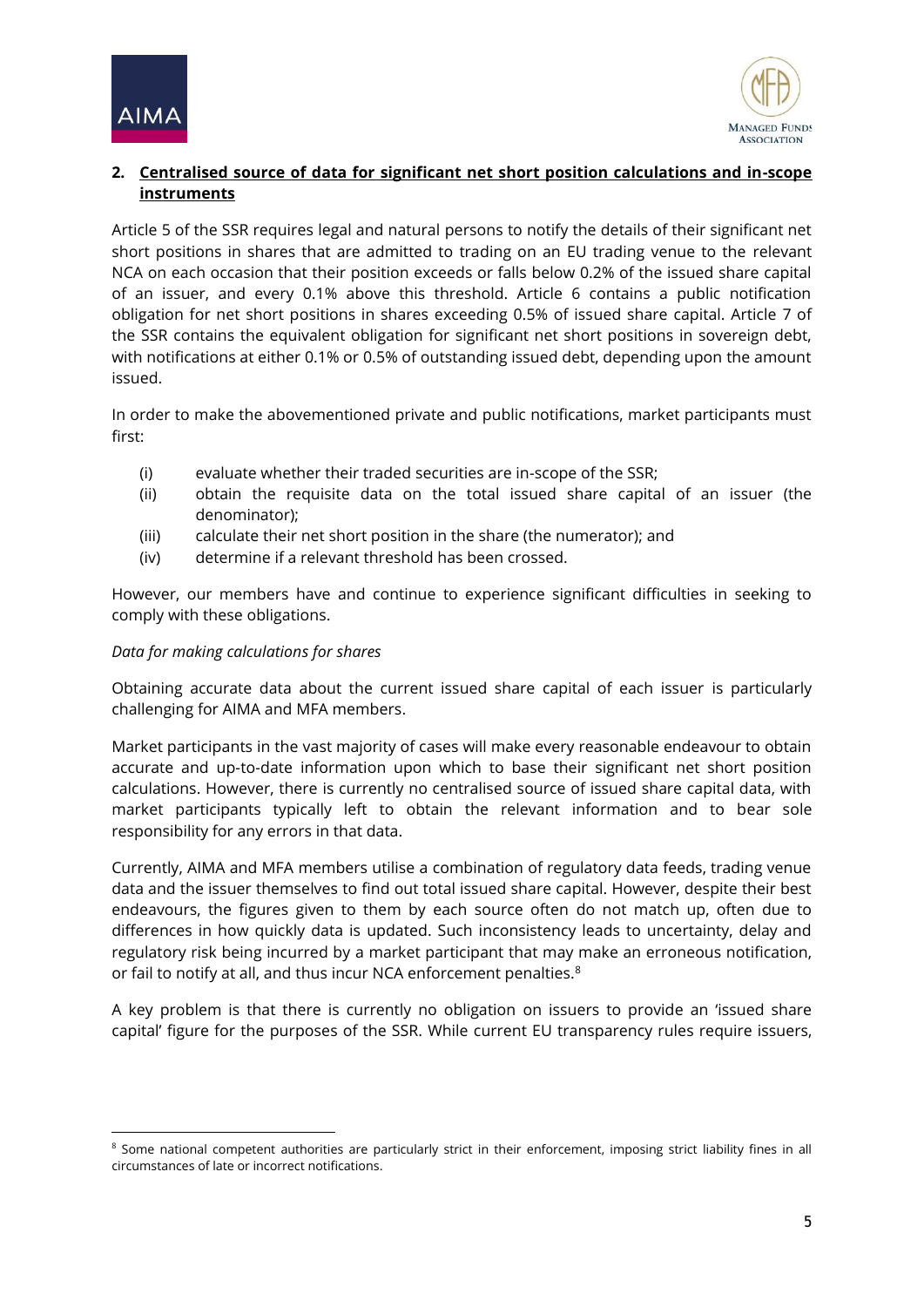## 2. Centralised source of data for significant net short position calculations and in-scope instruments

Article 5 of the SSR requires legal and natural persons to notify the details of their significant net short positions in shares that are admitted to trading on an EU trading venue to the relevant NCA on each occasion that their position exceeds or falls below 0.2% of the issued share capital of an issuer, and every 0.1% above this threshold. Article 6 contains a public notification obligation for net short positions in shares exceeding 0.5% of issued share capital. Article 7 of the SSR contains the equivalent obligation for significant net short positions in sovereign debt, with notifications at either 0.1% or 0.5% of outstanding issued debt, depending upon the amount issued.

In order to make the abovementioned private and public notifications, market participants must first:

(i) evaluate whether their traded securities are in-scope of the SSR;
(ii) obtain the requisite data on the total issued share capital of an issuer (the denominator);
(iii) calculate their net short position in the share (the numerator); and
(iv) determine if a relevant threshold has been crossed.

However, our members have and continue to experience significant difficulties in seeking to comply with these obligations.

*Data for making calculations for shares*

Obtaining accurate data about the current issued share capital of each issuer is particularly challenging for AIMA and MFA members.

Market participants in the vast majority of cases will make every reasonable endeavour to obtain accurate and up-to-date information upon which to base their significant net short position calculations. However, there is currently no centralised source of issued share capital data, with market participants typically left to obtain the relevant information and to bear sole responsibility for any errors in that data.

Currently, AIMA and MFA members utilise a combination of regulatory data feeds, trading venue data and the issuer themselves to find out total issued share capital. However, despite their best endeavours, the figures given to them by each source often do not match up, often due to differences in how quickly data is updated. Such inconsistency leads to uncertainty, delay and regulatory risk being incurred by a market participant that may make an erroneous notification, or fail to notify at all, and thus incur NCA enforcement penalties.[8]

A key problem is that there is currently no obligation on issuers to provide an 'issued share capital' figure for the purposes of the SSR. While current EU transparency rules require issuers,

[8] Some national competent authorities are particularly strict in their enforcement, imposing strict liability fines in all circumstances of late or incorrect notifications.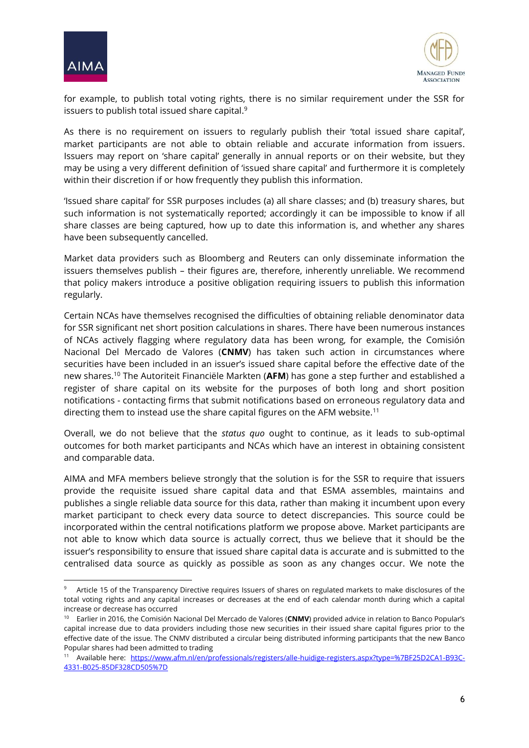for example, to publish total voting rights, there is no similar requirement under the SSR for issuers to publish total issued share capital.[9]

As there is no requirement on issuers to regularly publish their 'total issued share capital', market participants are not able to obtain reliable and accurate information from issuers. Issuers may report on 'share capital' generally in annual reports or on their website, but they may be using a very different definition of 'issued share capital' and furthermore it is completely within their discretion if or how frequently they publish this information.

'Issued share capital' for SSR purposes includes (a) all share classes; and (b) treasury shares, but such information is not systematically reported; accordingly it can be impossible to know if all share classes are being captured, how up to date this information is, and whether any shares have been subsequently cancelled.

Market data providers such as Bloomberg and Reuters can only disseminate information the issuers themselves publish – their figures are, therefore, inherently unreliable. We recommend that policy makers introduce a positive obligation requiring issuers to publish this information regularly.

Certain NCAs have themselves recognised the difficulties of obtaining reliable denominator data for SSR significant net short position calculations in shares. There have been numerous instances of NCAs actively flagging where regulatory data has been wrong, for example, the Comisión Nacional Del Mercado de Valores (**CNMV**) has taken such action in circumstances where securities have been included in an issuer's issued share capital before the effective date of the new shares.[10] The Autoriteit Financiële Markten (**AFM**) has gone a step further and established a register of share capital on its website for the purposes of both long and short position notifications - contacting firms that submit notifications based on erroneous regulatory data and directing them to instead use the share capital figures on the AFM website.[11]

Overall, we do not believe that the *status quo* ought to continue, as it leads to sub-optimal outcomes for both market participants and NCAs which have an interest in obtaining consistent and comparable data.

AIMA and MFA members believe strongly that the solution is for the SSR to require that issuers provide the requisite issued share capital data and that ESMA assembles, maintains and publishes a single reliable data source for this data, rather than making it incumbent upon every market participant to check every data source to detect discrepancies. This source could be incorporated within the central notifications platform we propose above. Market participants are not able to know which data source is actually correct, thus we believe that it should be the issuer's responsibility to ensure that issued share capital data is accurate and is submitted to the centralised data source as quickly as possible as soon as any changes occur. We note the

---

[9] Article 15 of the Transparency Directive requires Issuers of shares on regulated markets to make disclosures of the total voting rights and any capital increases or decreases at the end of each calendar month during which a capital increase or decrease has occurred

[10] Earlier in 2016, the Comisión Nacional Del Mercado de Valores (**CNMV**) provided advice in relation to Banco Popular's capital increase due to data providers including those new securities in their issued share capital figures prior to the effective date of the issue. The CNMV distributed a circular being distributed informing participants that the new Banco Popular shares had been admitted to trading

[11] Available here: https://www.afm.nl/en/professionals/registers/alle-huidige-registers.aspx?type=%7BF25D2CA1-B93C-4331-B025-85DF328CD505%7D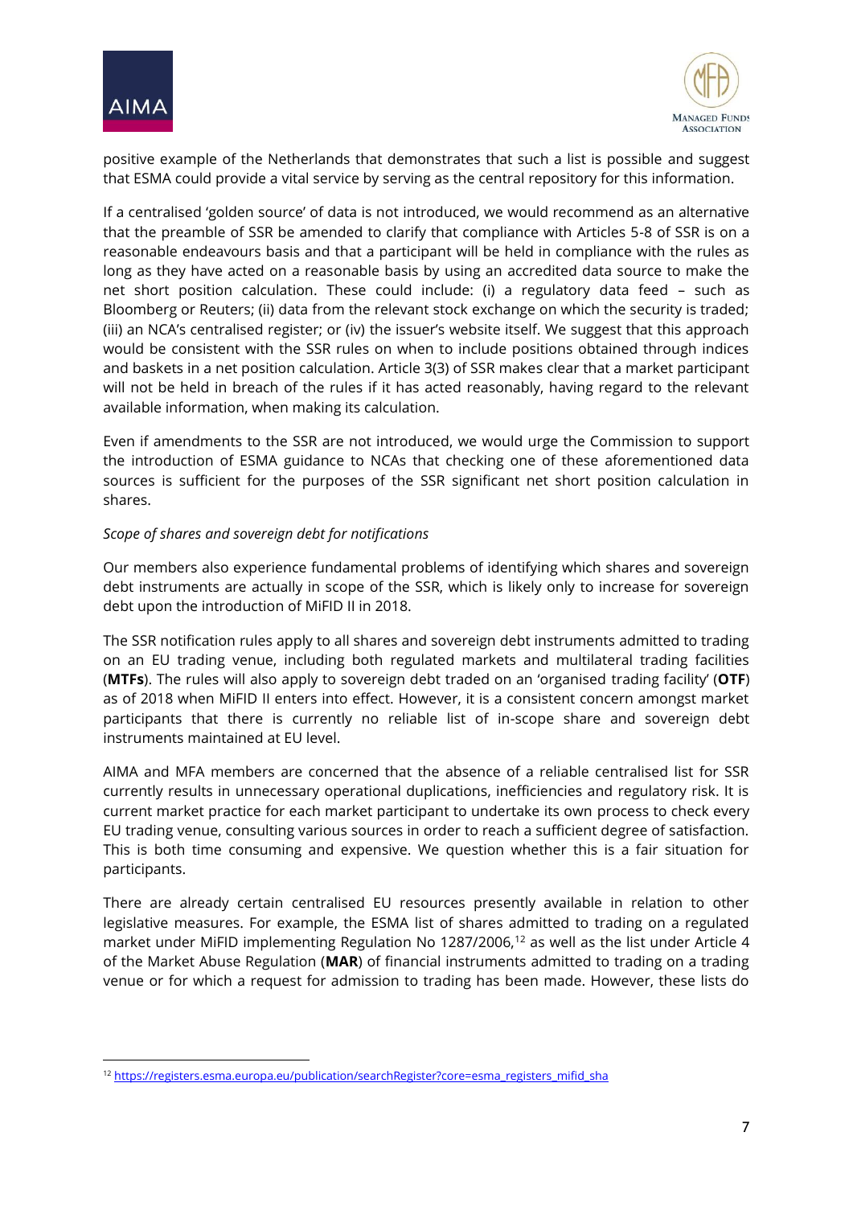positive example of the Netherlands that demonstrates that such a list is possible and suggest that ESMA could provide a vital service by serving as the central repository for this information.

If a centralised 'golden source' of data is not introduced, we would recommend as an alternative that the preamble of SSR be amended to clarify that compliance with Articles 5-8 of SSR is on a reasonable endeavours basis and that a participant will be held in compliance with the rules as long as they have acted on a reasonable basis by using an accredited data source to make the net short position calculation. These could include: (i) a regulatory data feed – such as Bloomberg or Reuters; (ii) data from the relevant stock exchange on which the security is traded; (iii) an NCA's centralised register; or (iv) the issuer's website itself. We suggest that this approach would be consistent with the SSR rules on when to include positions obtained through indices and baskets in a net position calculation. Article 3(3) of SSR makes clear that a market participant will not be held in breach of the rules if it has acted reasonably, having regard to the relevant available information, when making its calculation.

Even if amendments to the SSR are not introduced, we would urge the Commission to support the introduction of ESMA guidance to NCAs that checking one of these aforementioned data sources is sufficient for the purposes of the SSR significant net short position calculation in shares.

*Scope of shares and sovereign debt for notifications*

Our members also experience fundamental problems of identifying which shares and sovereign debt instruments are actually in scope of the SSR, which is likely only to increase for sovereign debt upon the introduction of MiFID II in 2018.

The SSR notification rules apply to all shares and sovereign debt instruments admitted to trading on an EU trading venue, including both regulated markets and multilateral trading facilities (**MTFs**). The rules will also apply to sovereign debt traded on an 'organised trading facility' (**OTF**) as of 2018 when MiFID II enters into effect. However, it is a consistent concern amongst market participants that there is currently no reliable list of in-scope share and sovereign debt instruments maintained at EU level.

AIMA and MFA members are concerned that the absence of a reliable centralised list for SSR currently results in unnecessary operational duplications, inefficiencies and regulatory risk. It is current market practice for each market participant to undertake its own process to check every EU trading venue, consulting various sources in order to reach a sufficient degree of satisfaction. This is both time consuming and expensive. We question whether this is a fair situation for participants.

There are already certain centralised EU resources presently available in relation to other legislative measures. For example, the ESMA list of shares admitted to trading on a regulated market under MiFID implementing Regulation No 1287/2006,[12] as well as the list under Article 4 of the Market Abuse Regulation (**MAR**) of financial instruments admitted to trading on a trading venue or for which a request for admission to trading has been made. However, these lists do

[12] https://registers.esma.europa.eu/publication/searchRegister?core=esma_registers_mifid_sha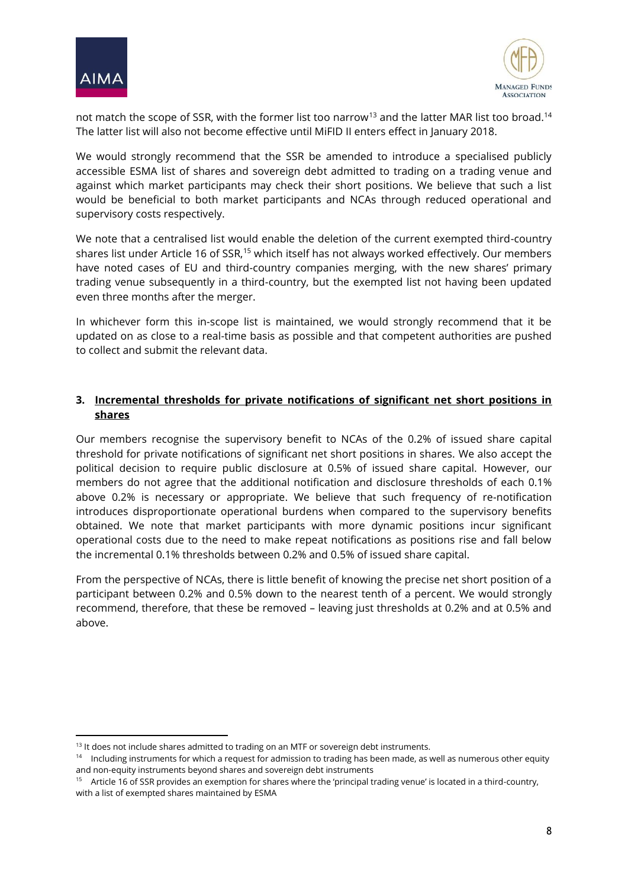not match the scope of SSR, with the former list too narrow[13] and the latter MAR list too broad.[14] The latter list will also not become effective until MiFID II enters effect in January 2018.

We would strongly recommend that the SSR be amended to introduce a specialised publicly accessible ESMA list of shares and sovereign debt admitted to trading on a trading venue and against which market participants may check their short positions. We believe that such a list would be beneficial to both market participants and NCAs through reduced operational and supervisory costs respectively.

We note that a centralised list would enable the deletion of the current exempted third-country shares list under Article 16 of SSR,[15] which itself has not always worked effectively. Our members have noted cases of EU and third-country companies merging, with the new shares' primary trading venue subsequently in a third-country, but the exempted list not having been updated even three months after the merger.

In whichever form this in-scope list is maintained, we would strongly recommend that it be updated on as close to a real-time basis as possible and that competent authorities are pushed to collect and submit the relevant data.

### 3. Incremental thresholds for private notifications of significant net short positions in shares

Our members recognise the supervisory benefit to NCAs of the 0.2% of issued share capital threshold for private notifications of significant net short positions in shares. We also accept the political decision to require public disclosure at 0.5% of issued share capital. However, our members do not agree that the additional notification and disclosure thresholds of each 0.1% above 0.2% is necessary or appropriate. We believe that such frequency of re-notification introduces disproportionate operational burdens when compared to the supervisory benefits obtained. We note that market participants with more dynamic positions incur significant operational costs due to the need to make repeat notifications as positions rise and fall below the incremental 0.1% thresholds between 0.2% and 0.5% of issued share capital.

From the perspective of NCAs, there is little benefit of knowing the precise net short position of a participant between 0.2% and 0.5% down to the nearest tenth of a percent. We would strongly recommend, therefore, that these be removed – leaving just thresholds at 0.2% and at 0.5% and above.

---

[13] It does not include shares admitted to trading on an MTF or sovereign debt instruments.

[14] Including instruments for which a request for admission to trading has been made, as well as numerous other equity and non-equity instruments beyond shares and sovereign debt instruments

[15] Article 16 of SSR provides an exemption for shares where the 'principal trading venue' is located in a third-country, with a list of exempted shares maintained by ESMA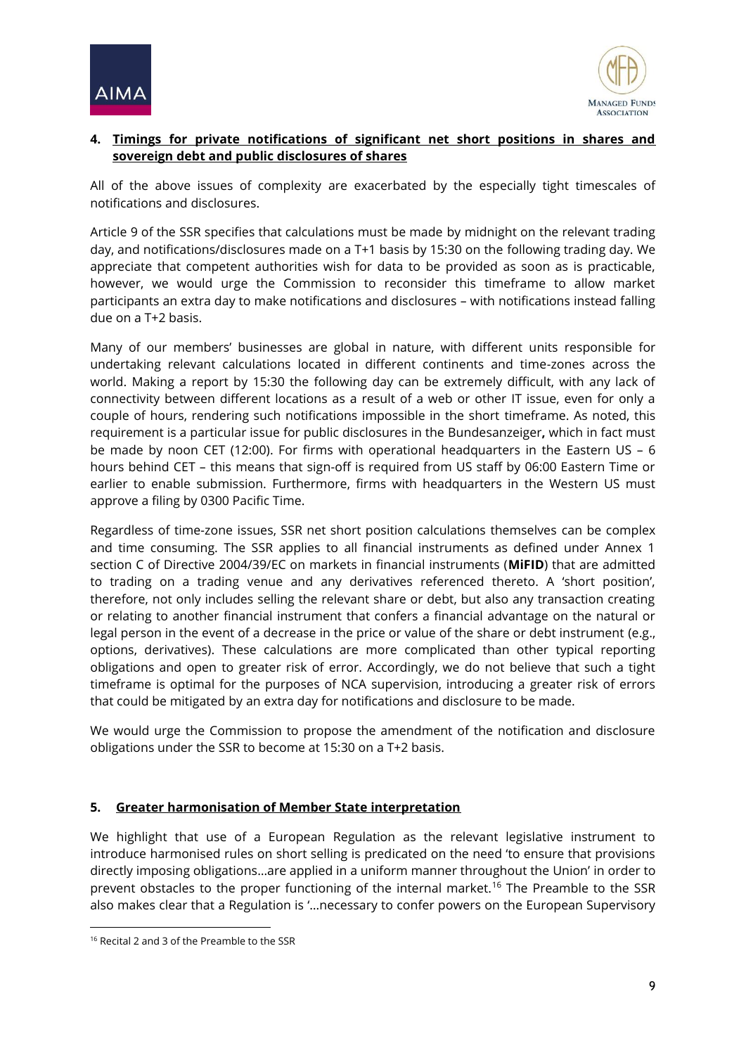## 4. Timings for private notifications of significant net short positions in shares and sovereign debt and public disclosures of shares

All of the above issues of complexity are exacerbated by the especially tight timescales of notifications and disclosures.

Article 9 of the SSR specifies that calculations must be made by midnight on the relevant trading day, and notifications/disclosures made on a T+1 basis by 15:30 on the following trading day. We appreciate that competent authorities wish for data to be provided as soon as is practicable, however, we would urge the Commission to reconsider this timeframe to allow market participants an extra day to make notifications and disclosures – with notifications instead falling due on a T+2 basis.

Many of our members' businesses are global in nature, with different units responsible for undertaking relevant calculations located in different continents and time-zones across the world. Making a report by 15:30 the following day can be extremely difficult, with any lack of connectivity between different locations as a result of a web or other IT issue, even for only a couple of hours, rendering such notifications impossible in the short timeframe. As noted, this requirement is a particular issue for public disclosures in the Bundesanzeiger**,** which in fact must be made by noon CET (12:00). For firms with operational headquarters in the Eastern US – 6 hours behind CET – this means that sign-off is required from US staff by 06:00 Eastern Time or earlier to enable submission. Furthermore, firms with headquarters in the Western US must approve a filing by 0300 Pacific Time.

Regardless of time-zone issues, SSR net short position calculations themselves can be complex and time consuming. The SSR applies to all financial instruments as defined under Annex 1 section C of Directive 2004/39/EC on markets in financial instruments (**MiFID**) that are admitted to trading on a trading venue and any derivatives referenced thereto. A 'short position', therefore, not only includes selling the relevant share or debt, but also any transaction creating or relating to another financial instrument that confers a financial advantage on the natural or legal person in the event of a decrease in the price or value of the share or debt instrument (e.g., options, derivatives). These calculations are more complicated than other typical reporting obligations and open to greater risk of error. Accordingly, we do not believe that such a tight timeframe is optimal for the purposes of NCA supervision, introducing a greater risk of errors that could be mitigated by an extra day for notifications and disclosure to be made.

We would urge the Commission to propose the amendment of the notification and disclosure obligations under the SSR to become at 15:30 on a T+2 basis.

## 5. Greater harmonisation of Member State interpretation

We highlight that use of a European Regulation as the relevant legislative instrument to introduce harmonised rules on short selling is predicated on the need 'to ensure that provisions directly imposing obligations…are applied in a uniform manner throughout the Union' in order to prevent obstacles to the proper functioning of the internal market.[16] The Preamble to the SSR also makes clear that a Regulation is '…necessary to confer powers on the European Supervisory

[16] Recital 2 and 3 of the Preamble to the SSR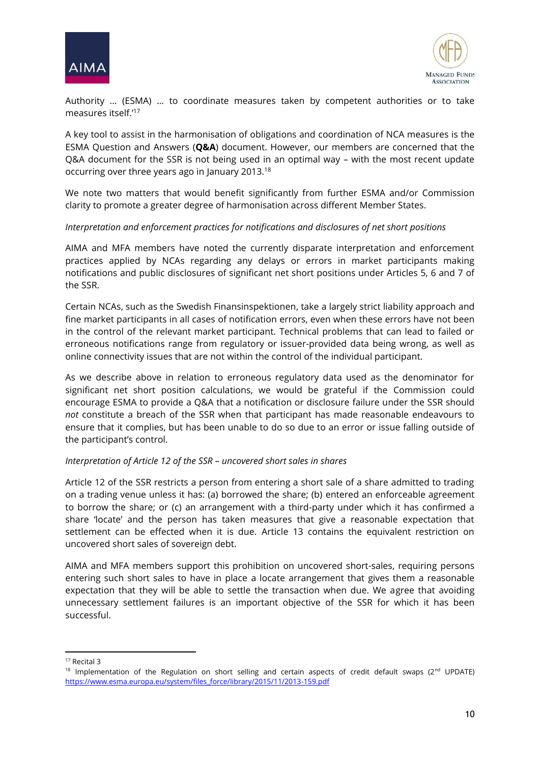Authority … (ESMA) … to coordinate measures taken by competent authorities or to take measures itself.'[17]

A key tool to assist in the harmonisation of obligations and coordination of NCA measures is the ESMA Question and Answers (**Q&A**) document. However, our members are concerned that the Q&A document for the SSR is not being used in an optimal way – with the most recent update occurring over three years ago in January 2013.[18]

We note two matters that would benefit significantly from further ESMA and/or Commission clarity to promote a greater degree of harmonisation across different Member States.

*Interpretation and enforcement practices for notifications and disclosures of net short positions*

AIMA and MFA members have noted the currently disparate interpretation and enforcement practices applied by NCAs regarding any delays or errors in market participants making notifications and public disclosures of significant net short positions under Articles 5, 6 and 7 of the SSR.

Certain NCAs, such as the Swedish Finansinspektionen, take a largely strict liability approach and fine market participants in all cases of notification errors, even when these errors have not been in the control of the relevant market participant. Technical problems that can lead to failed or erroneous notifications range from regulatory or issuer-provided data being wrong, as well as online connectivity issues that are not within the control of the individual participant.

As we describe above in relation to erroneous regulatory data used as the denominator for significant net short position calculations, we would be grateful if the Commission could encourage ESMA to provide a Q&A that a notification or disclosure failure under the SSR should *not* constitute a breach of the SSR when that participant has made reasonable endeavours to ensure that it complies, but has been unable to do so due to an error or issue falling outside of the participant's control.

*Interpretation of Article 12 of the SSR – uncovered short sales in shares*

Article 12 of the SSR restricts a person from entering a short sale of a share admitted to trading on a trading venue unless it has: (a) borrowed the share; (b) entered an enforceable agreement to borrow the share; or (c) an arrangement with a third-party under which it has confirmed a share 'locate' and the person has taken measures that give a reasonable expectation that settlement can be effected when it is due. Article 13 contains the equivalent restriction on uncovered short sales of sovereign debt.

AIMA and MFA members support this prohibition on uncovered short-sales, requiring persons entering such short sales to have in place a locate arrangement that gives them a reasonable expectation that they will be able to settle the transaction when due. We agree that avoiding unnecessary settlement failures is an important objective of the SSR for which it has been successful.

---

[17] Recital 3

[18] Implementation of the Regulation on short selling and certain aspects of credit default swaps (2nd UPDATE) https://www.esma.europa.eu/system/files_force/library/2015/11/2013-159.pdf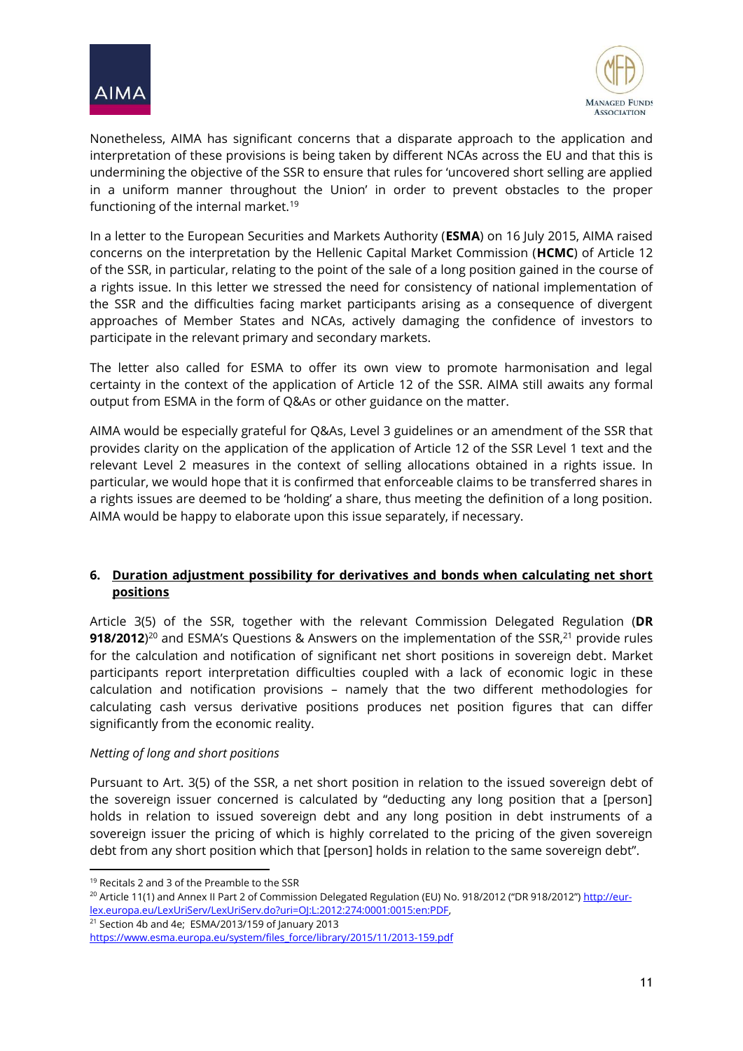Nonetheless, AIMA has significant concerns that a disparate approach to the application and interpretation of these provisions is being taken by different NCAs across the EU and that this is undermining the objective of the SSR to ensure that rules for 'uncovered short selling are applied in a uniform manner throughout the Union' in order to prevent obstacles to the proper functioning of the internal market.[19]

In a letter to the European Securities and Markets Authority (**ESMA**) on 16 July 2015, AIMA raised concerns on the interpretation by the Hellenic Capital Market Commission (**HCMC**) of Article 12 of the SSR, in particular, relating to the point of the sale of a long position gained in the course of a rights issue. In this letter we stressed the need for consistency of national implementation of the SSR and the difficulties facing market participants arising as a consequence of divergent approaches of Member States and NCAs, actively damaging the confidence of investors to participate in the relevant primary and secondary markets.

The letter also called for ESMA to offer its own view to promote harmonisation and legal certainty in the context of the application of Article 12 of the SSR. AIMA still awaits any formal output from ESMA in the form of Q&As or other guidance on the matter.

AIMA would be especially grateful for Q&As, Level 3 guidelines or an amendment of the SSR that provides clarity on the application of the application of Article 12 of the SSR Level 1 text and the relevant Level 2 measures in the context of selling allocations obtained in a rights issue. In particular, we would hope that it is confirmed that enforceable claims to be transferred shares in a rights issues are deemed to be 'holding' a share, thus meeting the definition of a long position. AIMA would be happy to elaborate upon this issue separately, if necessary.

## 6. Duration adjustment possibility for derivatives and bonds when calculating net short positions

Article 3(5) of the SSR, together with the relevant Commission Delegated Regulation (**DR 918/2012**)[20] and ESMA's Questions & Answers on the implementation of the SSR,[21] provide rules for the calculation and notification of significant net short positions in sovereign debt. Market participants report interpretation difficulties coupled with a lack of economic logic in these calculation and notification provisions – namely that the two different methodologies for calculating cash versus derivative positions produces net position figures that can differ significantly from the economic reality.

*Netting of long and short positions*

Pursuant to Art. 3(5) of the SSR, a net short position in relation to the issued sovereign debt of the sovereign issuer concerned is calculated by "deducting any long position that a [person] holds in relation to issued sovereign debt and any long position in debt instruments of a sovereign issuer the pricing of which is highly correlated to the pricing of the given sovereign debt from any short position which that [person] holds in relation to the same sovereign debt".

---

[19] Recitals 2 and 3 of the Preamble to the SSR

[20] Article 11(1) and Annex II Part 2 of Commission Delegated Regulation (EU) No. 918/2012 ("DR 918/2012") http://eur-lex.europa.eu/LexUriServ/LexUriServ.do?uri=OJ:L:2012:274:0001:0015:en:PDF,

[21] Section 4b and 4e; ESMA/2013/159 of January 2013 https://www.esma.europa.eu/system/files_force/library/2015/11/2013-159.pdf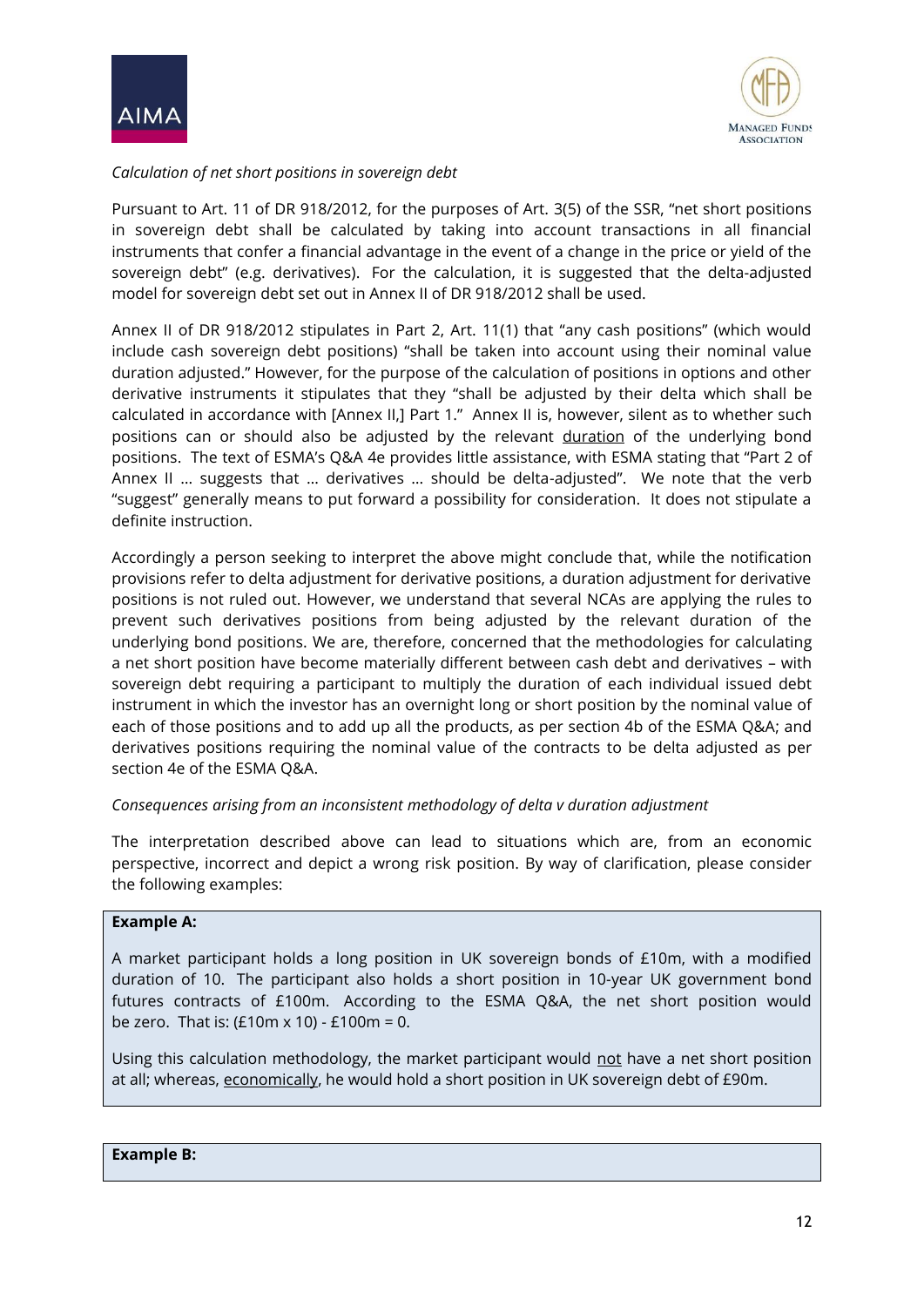*Calculation of net short positions in sovereign debt*

Pursuant to Art. 11 of DR 918/2012, for the purposes of Art. 3(5) of the SSR, "net short positions in sovereign debt shall be calculated by taking into account transactions in all financial instruments that confer a financial advantage in the event of a change in the price or yield of the sovereign debt" (e.g. derivatives). For the calculation, it is suggested that the delta-adjusted model for sovereign debt set out in Annex II of DR 918/2012 shall be used.

Annex II of DR 918/2012 stipulates in Part 2, Art. 11(1) that "any cash positions" (which would include cash sovereign debt positions) "shall be taken into account using their nominal value duration adjusted." However, for the purpose of the calculation of positions in options and other derivative instruments it stipulates that they "shall be adjusted by their delta which shall be calculated in accordance with [Annex II,] Part 1." Annex II is, however, silent as to whether such positions can or should also be adjusted by the relevant <u>duration</u> of the underlying bond positions. The text of ESMA's Q&A 4e provides little assistance, with ESMA stating that "Part 2 of Annex II … suggests that … derivatives … should be delta-adjusted". We note that the verb "suggest" generally means to put forward a possibility for consideration. It does not stipulate a definite instruction.

Accordingly a person seeking to interpret the above might conclude that, while the notification provisions refer to delta adjustment for derivative positions, a duration adjustment for derivative positions is not ruled out. However, we understand that several NCAs are applying the rules to prevent such derivatives positions from being adjusted by the relevant duration of the underlying bond positions. We are, therefore, concerned that the methodologies for calculating a net short position have become materially different between cash debt and derivatives – with sovereign debt requiring a participant to multiply the duration of each individual issued debt instrument in which the investor has an overnight long or short position by the nominal value of each of those positions and to add up all the products, as per section 4b of the ESMA Q&A; and derivatives positions requiring the nominal value of the contracts to be delta adjusted as per section 4e of the ESMA Q&A.

*Consequences arising from an inconsistent methodology of delta v duration adjustment*

The interpretation described above can lead to situations which are, from an economic perspective, incorrect and depict a wrong risk position. By way of clarification, please consider the following examples:

**Example A:**

A market participant holds a long position in UK sovereign bonds of £10m, with a modified duration of 10. The participant also holds a short position in 10-year UK government bond futures contracts of £100m. According to the ESMA Q&A, the net short position would be zero. That is: (£10m x 10) - £100m = 0.

Using this calculation methodology, the market participant would <u>not</u> have a net short position at all; whereas, <u>economically</u>, he would hold a short position in UK sovereign debt of £90m.

**Example B:**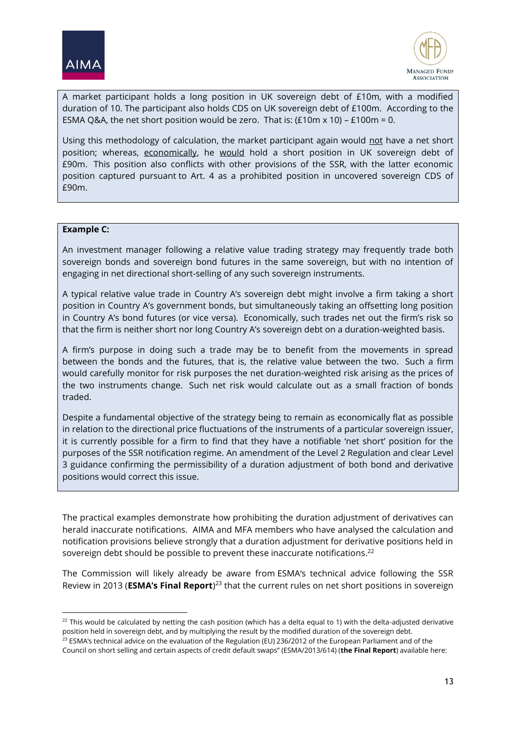A market participant holds a long position in UK sovereign debt of £10m, with a modified duration of 10. The participant also holds CDS on UK sovereign debt of £100m. According to the ESMA Q&A, the net short position would be zero. That is: (£10m x 10) – £100m = 0.

Using this methodology of calculation, the market participant again would not have a net short position; whereas, economically, he would hold a short position in UK sovereign debt of £90m. This position also conflicts with other provisions of the SSR, with the latter economic position captured pursuant to Art. 4 as a prohibited position in uncovered sovereign CDS of £90m.

**Example C:**

An investment manager following a relative value trading strategy may frequently trade both sovereign bonds and sovereign bond futures in the same sovereign, but with no intention of engaging in net directional short-selling of any such sovereign instruments.

A typical relative value trade in Country A's sovereign debt might involve a firm taking a short position in Country A's government bonds, but simultaneously taking an offsetting long position in Country A's bond futures (or vice versa). Economically, such trades net out the firm's risk so that the firm is neither short nor long Country A's sovereign debt on a duration-weighted basis.

A firm's purpose in doing such a trade may be to benefit from the movements in spread between the bonds and the futures, that is, the relative value between the two. Such a firm would carefully monitor for risk purposes the net duration-weighted risk arising as the prices of the two instruments change. Such net risk would calculate out as a small fraction of bonds traded.

Despite a fundamental objective of the strategy being to remain as economically flat as possible in relation to the directional price fluctuations of the instruments of a particular sovereign issuer, it is currently possible for a firm to find that they have a notifiable 'net short' position for the purposes of the SSR notification regime. An amendment of the Level 2 Regulation and clear Level 3 guidance confirming the permissibility of a duration adjustment of both bond and derivative positions would correct this issue.

The practical examples demonstrate how prohibiting the duration adjustment of derivatives can herald inaccurate notifications. AIMA and MFA members who have analysed the calculation and notification provisions believe strongly that a duration adjustment for derivative positions held in sovereign debt should be possible to prevent these inaccurate notifications.[22]

The Commission will likely already be aware from ESMA's technical advice following the SSR Review in 2013 (**ESMA's Final Report**)[23] that the current rules on net short positions in sovereign

[22] This would be calculated by netting the cash position (which has a delta equal to 1) with the delta-adjusted derivative position held in sovereign debt, and by multiplying the result by the modified duration of the sovereign debt.

[23] ESMA's technical advice on the evaluation of the Regulation (EU) 236/2012 of the European Parliament and of the Council on short selling and certain aspects of credit default swaps" (ESMA/2013/614) (**the Final Report**) available here: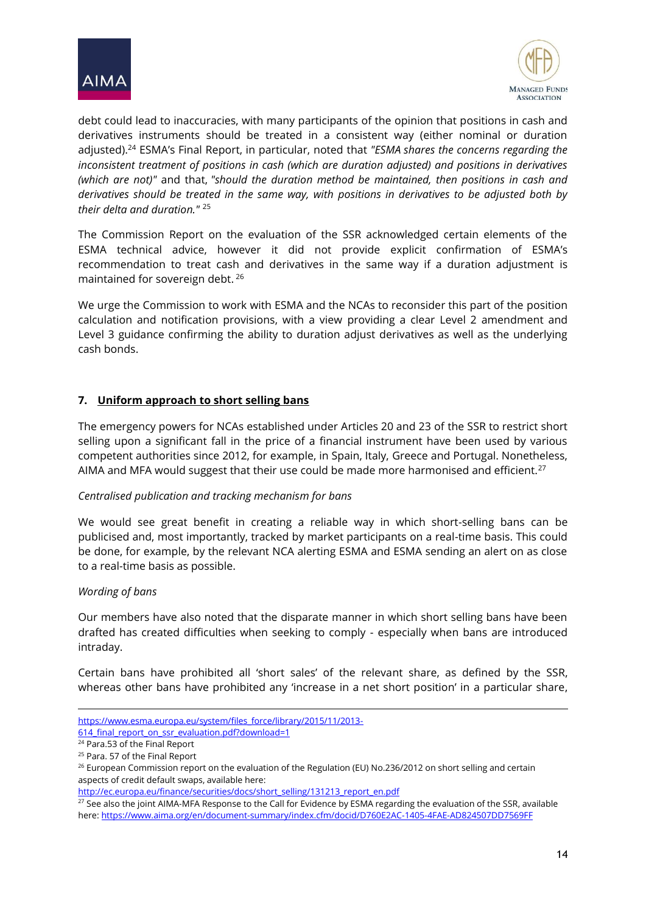debt could lead to inaccuracies, with many participants of the opinion that positions in cash and derivatives instruments should be treated in a consistent way (either nominal or duration adjusted).[24] ESMA's Final Report, in particular, noted that *"ESMA shares the concerns regarding the inconsistent treatment of positions in cash (which are duration adjusted) and positions in derivatives (which are not)"* and that, *"should the duration method be maintained, then positions in cash and derivatives should be treated in the same way, with positions in derivatives to be adjusted both by their delta and duration."* [25]

The Commission Report on the evaluation of the SSR acknowledged certain elements of the ESMA technical advice, however it did not provide explicit confirmation of ESMA's recommendation to treat cash and derivatives in the same way if a duration adjustment is maintained for sovereign debt. [26]

We urge the Commission to work with ESMA and the NCAs to reconsider this part of the position calculation and notification provisions, with a view providing a clear Level 2 amendment and Level 3 guidance confirming the ability to duration adjust derivatives as well as the underlying cash bonds.

### 7. Uniform approach to short selling bans

The emergency powers for NCAs established under Articles 20 and 23 of the SSR to restrict short selling upon a significant fall in the price of a financial instrument have been used by various competent authorities since 2012, for example, in Spain, Italy, Greece and Portugal. Nonetheless, AIMA and MFA would suggest that their use could be made more harmonised and efficient.[27]

*Centralised publication and tracking mechanism for bans*

We would see great benefit in creating a reliable way in which short-selling bans can be publicised and, most importantly, tracked by market participants on a real-time basis. This could be done, for example, by the relevant NCA alerting ESMA and ESMA sending an alert on as close to a real-time basis as possible.

*Wording of bans*

Our members have also noted that the disparate manner in which short selling bans have been drafted has created difficulties when seeking to comply - especially when bans are introduced intraday.

Certain bans have prohibited all 'short sales' of the relevant share, as defined by the SSR, whereas other bans have prohibited any 'increase in a net short position' in a particular share,

---

https://www.esma.europa.eu/system/files_force/library/2015/11/2013-614_final_report_on_ssr_evaluation.pdf?download=1

[24] Para.53 of the Final Report

[25] Para. 57 of the Final Report

[26] European Commission report on the evaluation of the Regulation (EU) No.236/2012 on short selling and certain aspects of credit default swaps, available here: http://ec.europa.eu/finance/securities/docs/short_selling/131213_report_en.pdf

[27] See also the joint AIMA-MFA Response to the Call for Evidence by ESMA regarding the evaluation of the SSR, available here: https://www.aima.org/en/document-summary/index.cfm/docid/D760E2AC-1405-4FAE-AD824507DD7569FF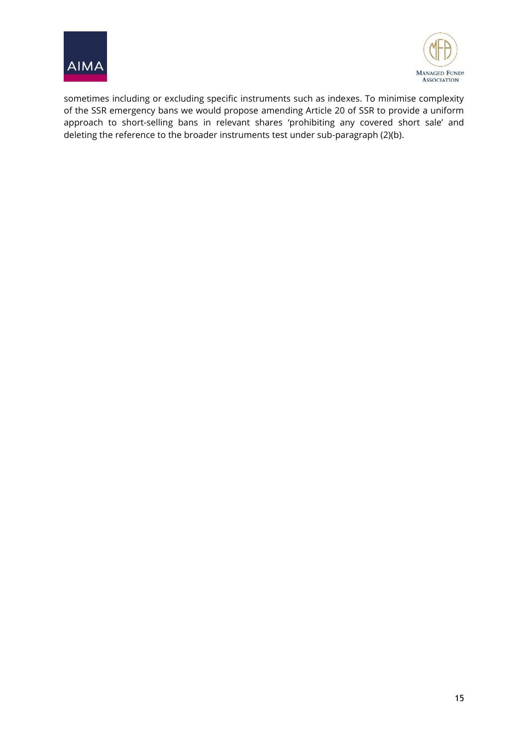sometimes including or excluding specific instruments such as indexes. To minimise complexity of the SSR emergency bans we would propose amending Article 20 of SSR to provide a uniform approach to short-selling bans in relevant shares 'prohibiting any covered short sale' and deleting the reference to the broader instruments test under sub-paragraph (2)(b).